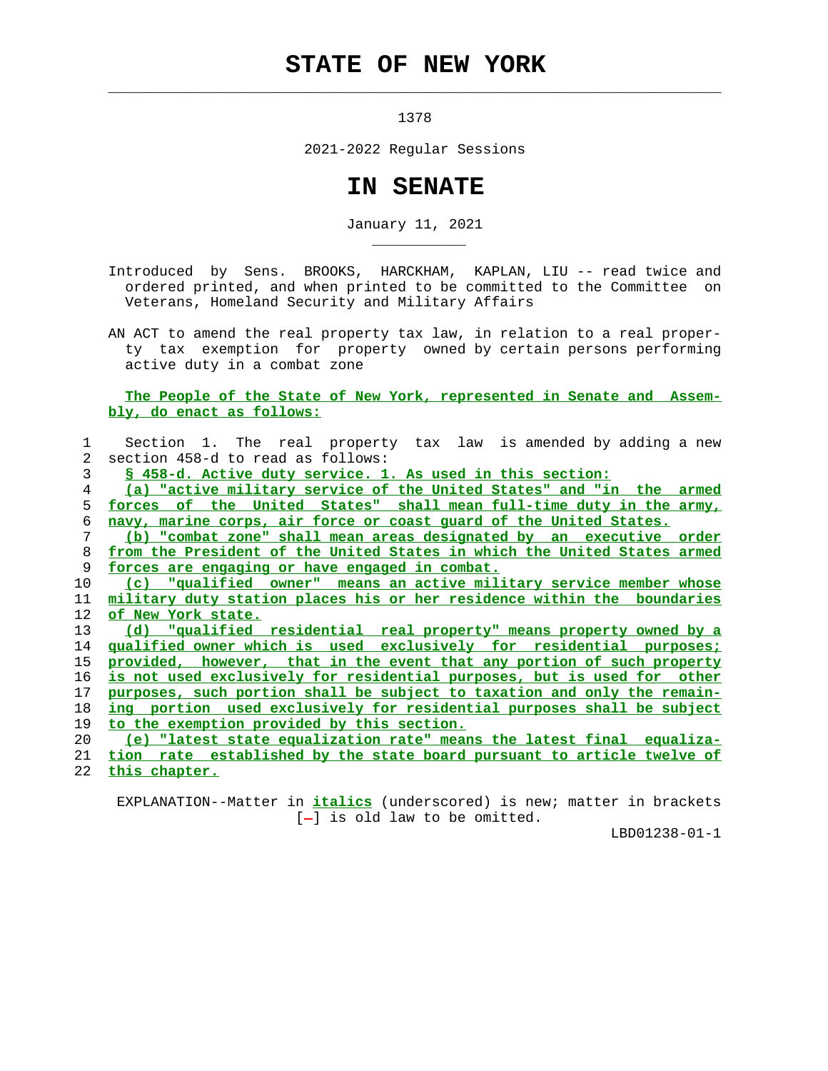# STATE OF NEW YORK

1378

2021-2022 Regular Sessions

# IN SENATE

January 11, 2021

Introduced by Sens. BROOKS, HARCKHAM, KAPLAN, LIU -- read twice and ordered printed, and when printed to be committed to the Committee on Veterans, Homeland Security and Military Affairs

AN ACT to amend the real property tax law, in relation to a real property tax exemption for property owned by certain persons performing active duty in a combat zone

The People of the State of New York, represented in Senate and Assembly, do enact as follows:

Section 1. The real property tax law is amended by adding a new section 458-d to read as follows:

§ 458-d. Active duty service. 1. As used in this section:

(a) "active military service of the United States" and "in the armed forces of the United States" shall mean full-time duty in the army, navy, marine corps, air force or coast guard of the United States.

(b) "combat zone" shall mean areas designated by an executive order from the President of the United States in which the United States armed forces are engaging or have engaged in combat.

(c) "qualified owner" means an active military service member whose military duty station places his or her residence within the boundaries of New York state.

(d) "qualified residential real property" means property owned by a qualified owner which is used exclusively for residential purposes; provided, however, that in the event that any portion of such property is not used exclusively for residential purposes, but is used for other purposes, such portion shall be subject to taxation and only the remaining portion used exclusively for residential purposes shall be subject to the exemption provided by this section.

(e) "latest state equalization rate" means the latest final equalization rate established by the state board pursuant to article twelve of this chapter.

EXPLANATION--Matter in *italics* (underscored) is new; matter in brackets [-] is old law to be omitted.

LBD01238-01-1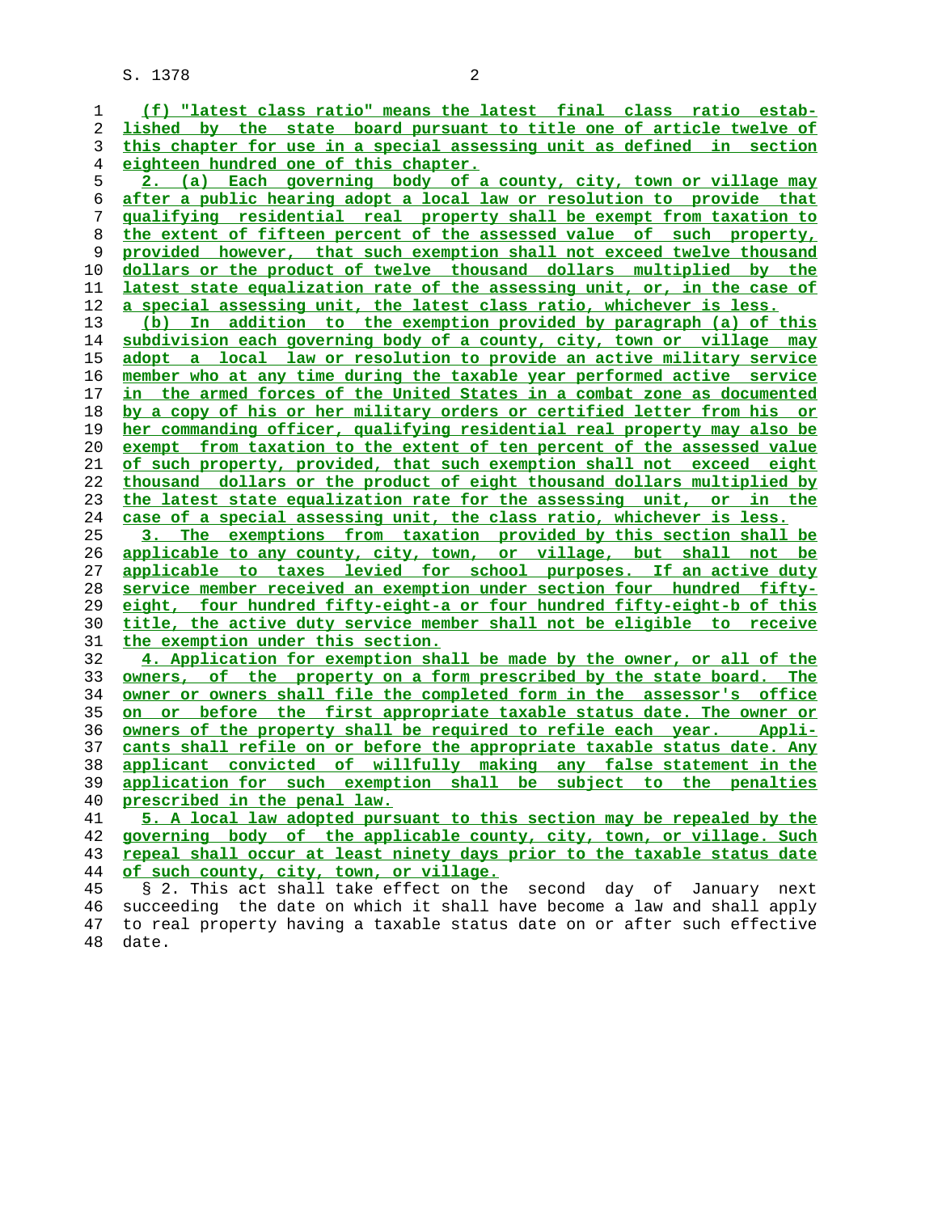(f) "latest class ratio" means the latest final class ratio established by the state board pursuant to title one of article twelve of this chapter for use in a special assessing unit as defined in section eighteen hundred one of this chapter.

2. (a) Each governing body of a county, city, town or village may after a public hearing adopt a local law or resolution to provide that qualifying residential real property shall be exempt from taxation to the extent of fifteen percent of the assessed value of such property, provided however, that such exemption shall not exceed twelve thousand dollars or the product of twelve thousand dollars multiplied by the latest state equalization rate of the assessing unit, or, in the case of a special assessing unit, the latest class ratio, whichever is less.

(b) In addition to the exemption provided by paragraph (a) of this subdivision each governing body of a county, city, town or village may adopt a local law or resolution to provide an active military service member who at any time during the taxable year performed active service in the armed forces of the United States in a combat zone as documented by a copy of his or her military orders or certified letter from his or her commanding officer, qualifying residential real property may also be exempt from taxation to the extent of ten percent of the assessed value of such property, provided, that such exemption shall not exceed eight thousand dollars or the product of eight thousand dollars multiplied by the latest state equalization rate for the assessing unit, or in the case of a special assessing unit, the class ratio, whichever is less.

3. The exemptions from taxation provided by this section shall be applicable to any county, city, town, or village, but shall not be applicable to taxes levied for school purposes. If an active duty service member received an exemption under section four hundred fifty-eight, four hundred fifty-eight-a or four hundred fifty-eight-b of this title, the active duty service member shall not be eligible to receive the exemption under this section.

4. Application for exemption shall be made by the owner, or all of the owners, of the property on a form prescribed by the state board. The owner or owners shall file the completed form in the assessor's office on or before the first appropriate taxable status date. The owner or owners of the property shall be required to refile each year. Applicants shall refile on or before the appropriate taxable status date. Any applicant convicted of willfully making any false statement in the application for such exemption shall be subject to the penalties prescribed in the penal law.

5. A local law adopted pursuant to this section may be repealed by the governing body of the applicable county, city, town, or village. Such repeal shall occur at least ninety days prior to the taxable status date of such county, city, town, or village.

§ 2. This act shall take effect on the second day of January next succeeding the date on which it shall have become a law and shall apply to real property having a taxable status date on or after such effective date.